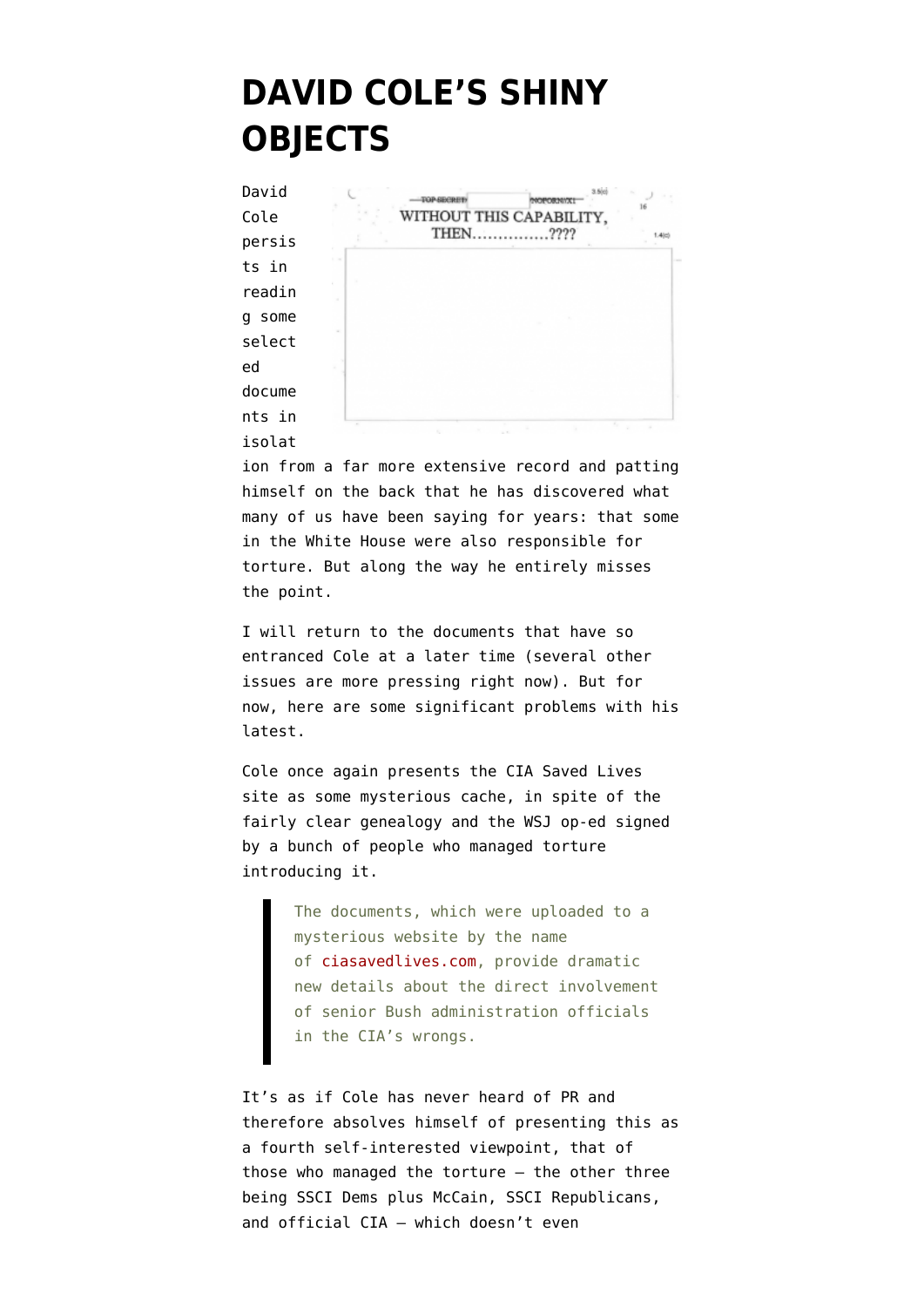# DAVID COLE'S SHINY OBJECTS

David Cole persists in reading some selected documents in isolation from a far more extensive record and patting himself on the back that he has discovered what many of us have been saying for years: that some in the White House were also responsible for torture. But along the way he entirely misses the point.

I will return to the documents that have so entranced Cole at a later time (several other issues are more pressing right now). But for now, here are some significant problems with his latest.

Cole once again presents the CIA Saved Lives site as some mysterious cache, in spite of the fairly clear genealogy and the WSJ op-ed signed by a bunch of people who managed torture introducing it.

> The documents, which were uploaded to a mysterious website by the name of ciasavedlives.com, provide dramatic new details about the direct involvement of senior Bush administration officials in the CIA's wrongs.

It's as if Cole has never heard of PR and therefore absolves himself of presenting this as a fourth self-interested viewpoint, that of those who managed the torture — the other three being SSCI Dems plus McCain, SSCI Republicans, and official CIA — which doesn't even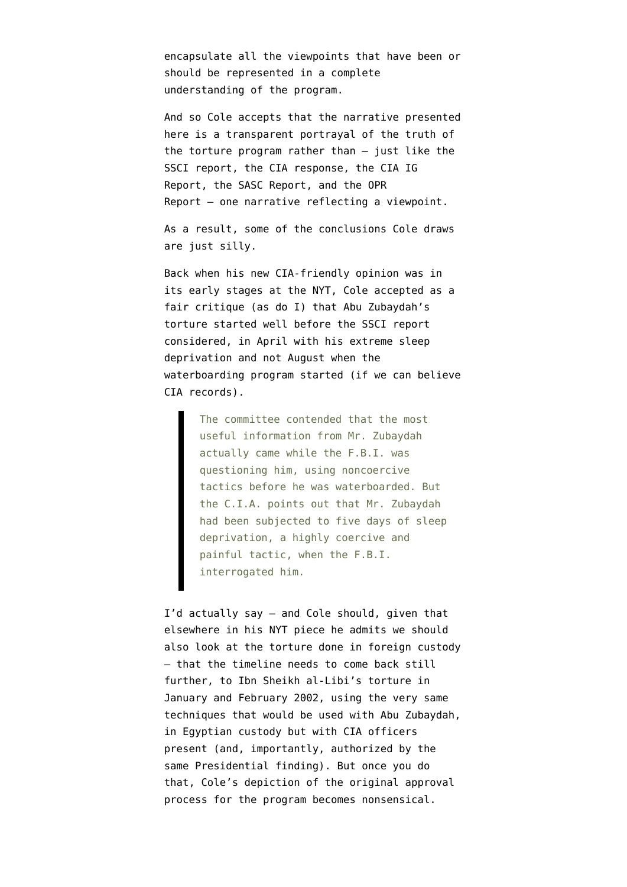encapsulate all the viewpoints that have been or should be represented in a complete understanding of the program.

And so Cole accepts that the narrative presented here is a transparent portrayal of the truth of the torture program rather than — just like the SSCI report, the CIA response, the CIA IG Report, the SASC Report, and the OPR Report — one narrative reflecting a viewpoint.

As a result, some of the conclusions Cole draws are just silly.

Back when his new CIA-friendly opinion was in its early stages at the NYT, Cole accepted as a fair critique (as do I) that Abu Zubaydah's torture started well before the SSCI report considered, in April with his extreme sleep deprivation and not August when the waterboarding program started (if we can believe CIA records).

> The committee contended that the most useful information from Mr. Zubaydah actually came while the F.B.I. was questioning him, using noncoercive tactics before he was waterboarded. But the C.I.A. points out that Mr. Zubaydah had been subjected to five days of sleep deprivation, a highly coercive and painful tactic, when the F.B.I. interrogated him.

I'd actually say — and Cole should, given that elsewhere in his NYT piece he admits we should also look at the torture done in foreign custody — that the timeline needs to come back still further, to Ibn Sheikh al-Libi's torture in January and February 2002, using the very same techniques that would be used with Abu Zubaydah, in Egyptian custody but with CIA officers present (and, importantly, authorized by the same Presidential finding). But once you do that, Cole's depiction of the original approval process for the program becomes nonsensical.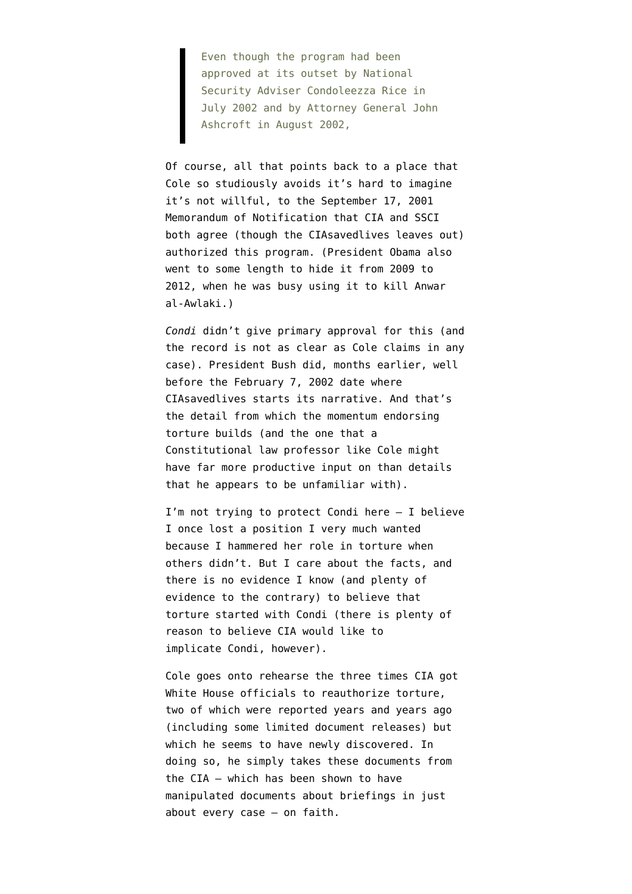> Even though the program had been approved at its outset by National Security Adviser Condoleezza Rice in July 2002 and by Attorney General John Ashcroft in August 2002,

Of course, all that points back to a place that Cole so studiously avoids it's hard to imagine it's not willful, to the September 17, 2001 Memorandum of Notification that CIA and SSCI both agree (though the CIAsavedlives leaves out) authorized this program. (President Obama also went to some length to hide it from 2009 to 2012, when he was busy using it to kill Anwar al-Awlaki.)

*Condi* didn't give primary approval for this (and the record is not as clear as Cole claims in any case). President Bush did, months earlier, well before the February 7, 2002 date where CIAsavedlives starts its narrative. And that's the detail from which the momentum endorsing torture builds (and the one that a Constitutional law professor like Cole might have far more productive input on than details that he appears to be unfamiliar with).

I'm not trying to protect Condi here — I believe I once lost a position I very much wanted because I hammered her role in torture when others didn't. But I care about the facts, and there is no evidence I know (and plenty of evidence to the contrary) to believe that torture started with Condi (there is plenty of reason to believe CIA would like to implicate Condi, however).

Cole goes onto rehearse the three times CIA got White House officials to reauthorize torture, two of which were reported years and years ago (including some limited document releases) but which he seems to have newly discovered. In doing so, he simply takes these documents from the CIA — which has been shown to have manipulated documents about briefings in just about every case — on faith.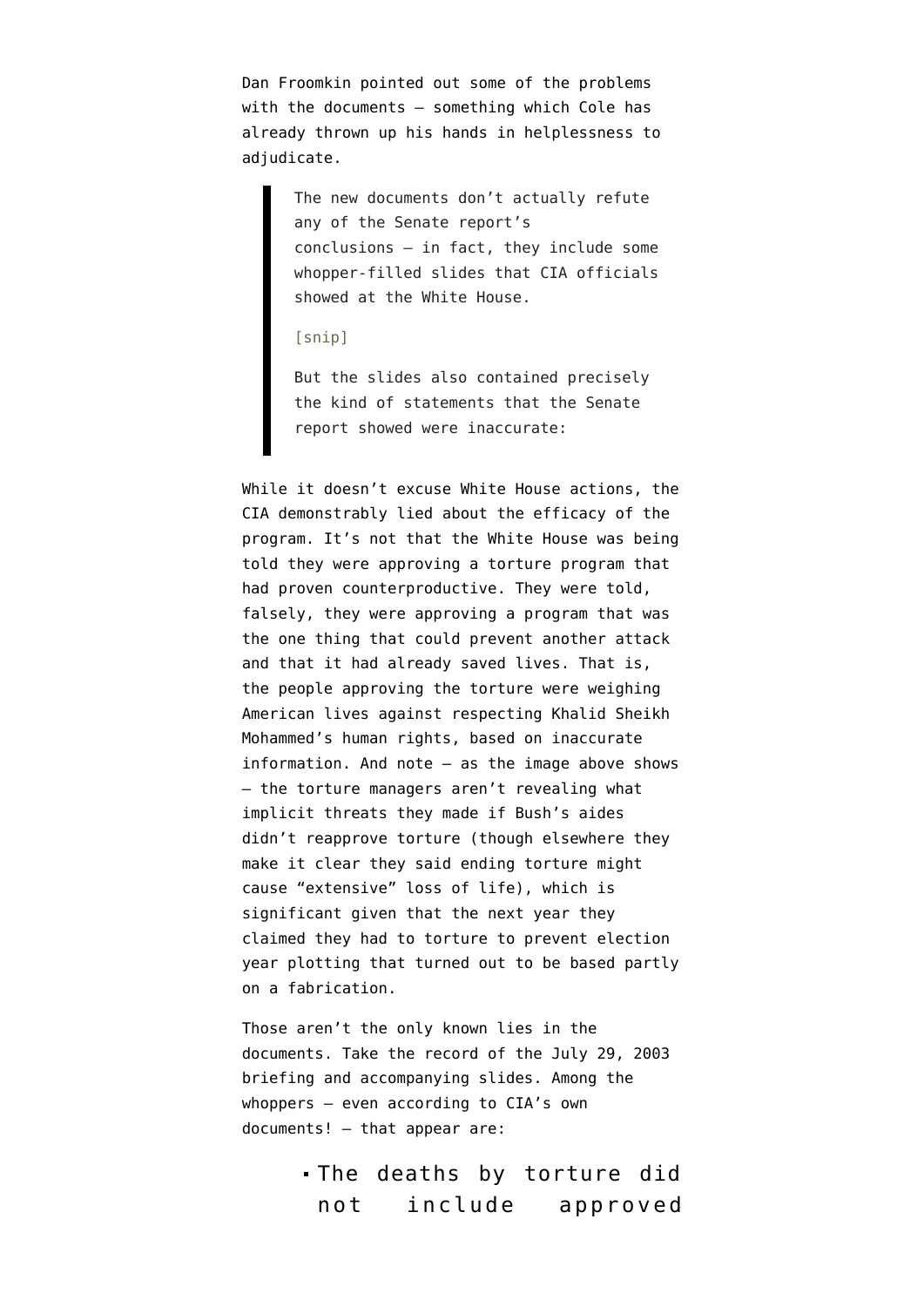Dan Froomkin pointed out some of the problems with the documents — something which Cole has already thrown up his hands in helplessness to adjudicate.

> The new documents don't actually refute any of the Senate report's conclusions — in fact, they include some whopper-filled slides that CIA officials showed at the White House.
>
> [snip]
>
> But the slides also contained precisely the kind of statements that the Senate report showed were inaccurate:

While it doesn't excuse White House actions, the CIA demonstrably lied about the efficacy of the program. It's not that the White House was being told they were approving a torture program that had proven counterproductive. They were told, falsely, they were approving a program that was the one thing that could prevent another attack and that it had already saved lives. That is, the people approving the torture were weighing American lives against respecting Khalid Sheikh Mohammed's human rights, based on inaccurate information. And note — as the image above shows — the torture managers aren't revealing what implicit threats they made if Bush's aides didn't reapprove torture (though elsewhere they make it clear they said ending torture might cause "extensive" loss of life), which is significant given that the next year they claimed they had to torture to prevent election year plotting that turned out to be based partly on a fabrication.

Those aren't the only known lies in the documents. Take the record of the July 29, 2003 briefing and accompanying slides. Among the whoppers — even according to CIA's own documents! — that appear are:

- The deaths by torture did not include approved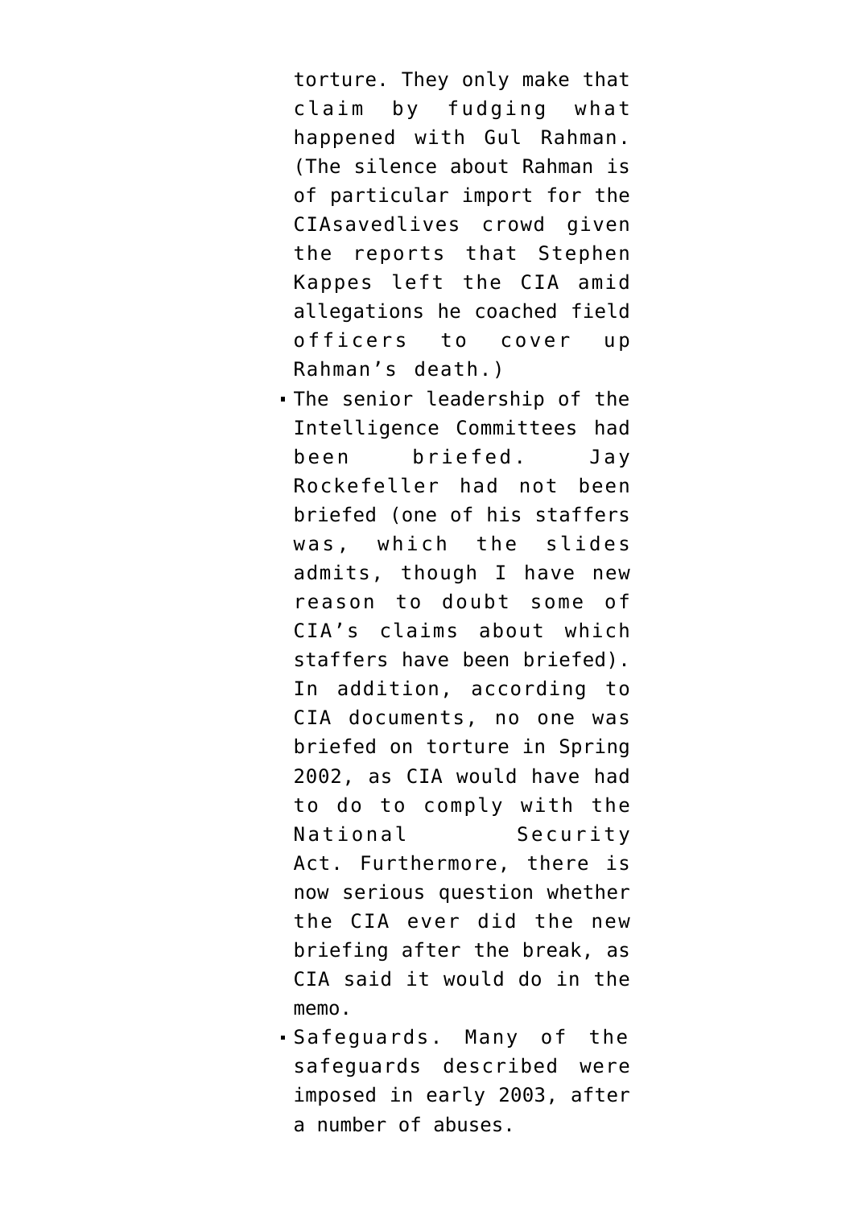torture. They only make that claim by fudging what happened with Gul Rahman. (The silence about Rahman is of particular import for the CIAsavedlives crowd given the reports that Stephen Kappes left the CIA amid allegations he coached field officers to cover up Rahman's death.)

- The senior leadership of the Intelligence Committees had been briefed. Jay Rockefeller had not been briefed (one of his staffers was, which the slides admits, though I have new reason to doubt some of CIA's claims about which staffers have been briefed). In addition, according to CIA documents, no one was briefed on torture in Spring 2002, as CIA would have had to do to comply with the National Security Act. Furthermore, there is now serious question whether the CIA ever did the new briefing after the break, as CIA said it would do in the memo.
- Safeguards. Many of the safeguards described were imposed in early 2003, after a number of abuses.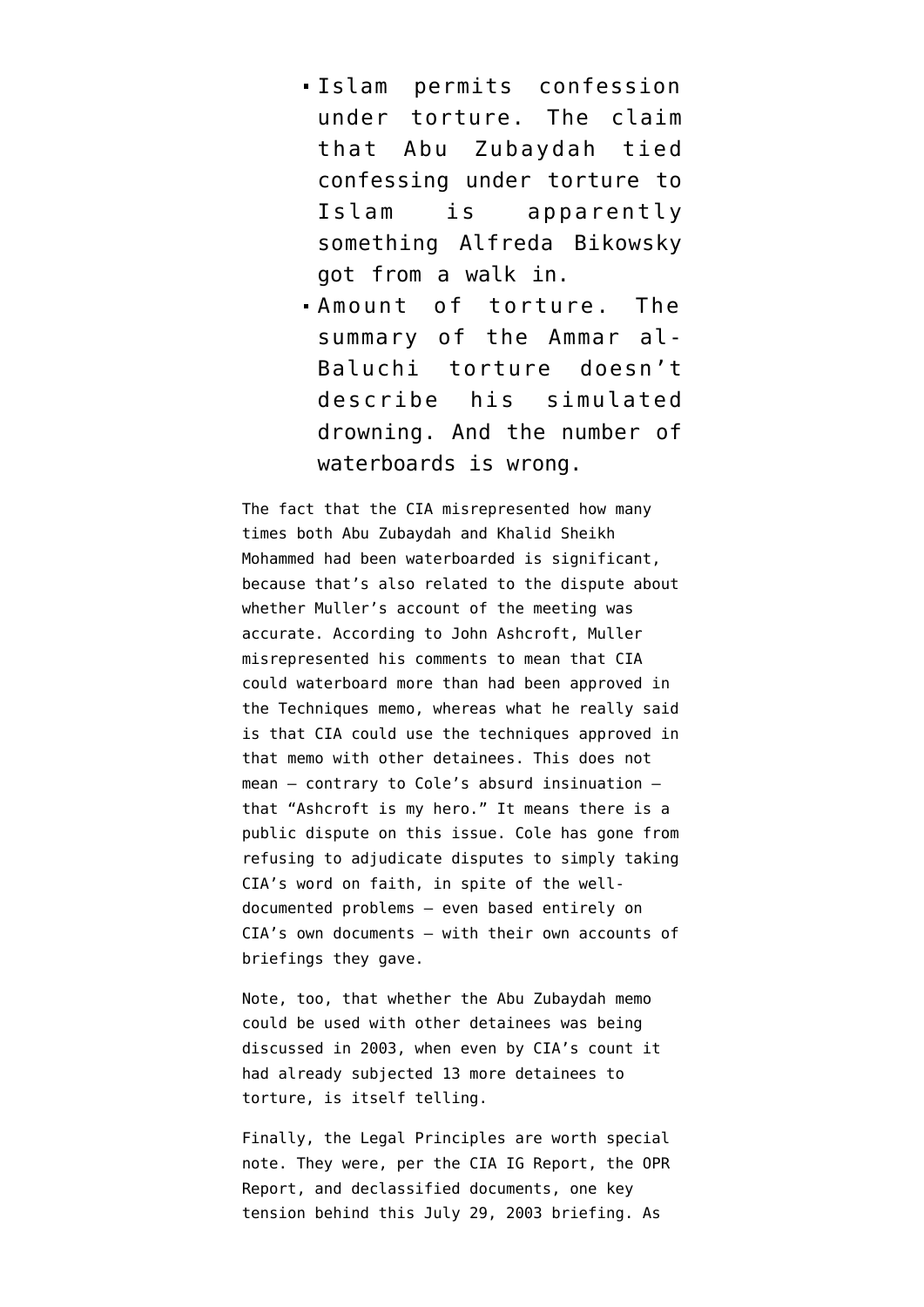- Islam permits confession under torture. The claim that Abu Zubaydah tied confessing under torture to Islam is apparently something Alfreda Bikowsky got from a walk in.
- Amount of torture. The summary of the Ammar al-Baluchi torture doesn't describe his simulated drowning. And the number of waterboards is wrong.

The fact that the CIA misrepresented how many times both Abu Zubaydah and Khalid Sheikh Mohammed had been waterboarded is significant, because that's also related to the dispute about whether Muller's account of the meeting was accurate. According to John Ashcroft, Muller misrepresented his comments to mean that CIA could waterboard more than had been approved in the Techniques memo, whereas what he really said is that CIA could use the techniques approved in that memo with other detainees. This does not mean — contrary to Cole's absurd insinuation — that "Ashcroft is my hero." It means there is a public dispute on this issue. Cole has gone from refusing to adjudicate disputes to simply taking CIA's word on faith, in spite of the well-documented problems — even based entirely on CIA's own documents — with their own accounts of briefings they gave.

Note, too, that whether the Abu Zubaydah memo could be used with other detainees was being discussed in 2003, when even by CIA's count it had already subjected 13 more detainees to torture, is itself telling.

Finally, the Legal Principles are worth special note. They were, per the CIA IG Report, the OPR Report, and declassified documents, one key tension behind this July 29, 2003 briefing. As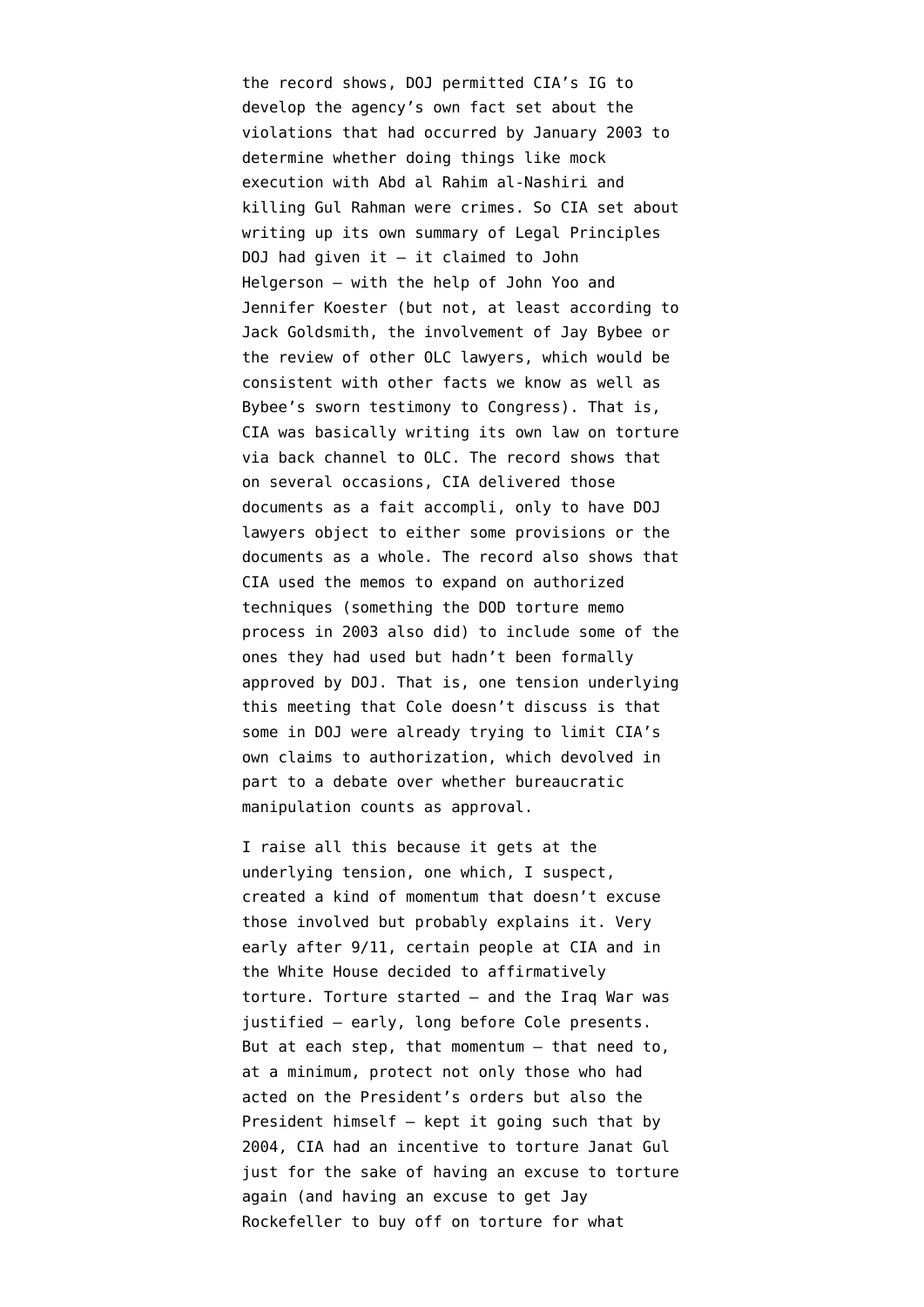the record shows, DOJ permitted CIA's IG to develop the agency's own fact set about the violations that had occurred by January 2003 to determine whether doing things like mock execution with Abd al Rahim al-Nashiri and killing Gul Rahman were crimes. So CIA set about writing up its own summary of Legal Principles DOJ had given it — it claimed to John Helgerson — with the help of John Yoo and Jennifer Koester (but not, at least according to Jack Goldsmith, the involvement of Jay Bybee or the review of other OLC lawyers, which would be consistent with other facts we know as well as Bybee's sworn testimony to Congress). That is, CIA was basically writing its own law on torture via back channel to OLC. The record shows that on several occasions, CIA delivered those documents as a fait accompli, only to have DOJ lawyers object to either some provisions or the documents as a whole. The record also shows that CIA used the memos to expand on authorized techniques (something the DOD torture memo process in 2003 also did) to include some of the ones they had used but hadn't been formally approved by DOJ. That is, one tension underlying this meeting that Cole doesn't discuss is that some in DOJ were already trying to limit CIA's own claims to authorization, which devolved in part to a debate over whether bureaucratic manipulation counts as approval.

I raise all this because it gets at the underlying tension, one which, I suspect, created a kind of momentum that doesn't excuse those involved but probably explains it. Very early after 9/11, certain people at CIA and in the White House decided to affirmatively torture. Torture started — and the Iraq War was justified — early, long before Cole presents. But at each step, that momentum — that need to, at a minimum, protect not only those who had acted on the President's orders but also the President himself — kept it going such that by 2004, CIA had an incentive to torture Janat Gul just for the sake of having an excuse to torture again (and having an excuse to get Jay Rockefeller to buy off on torture for what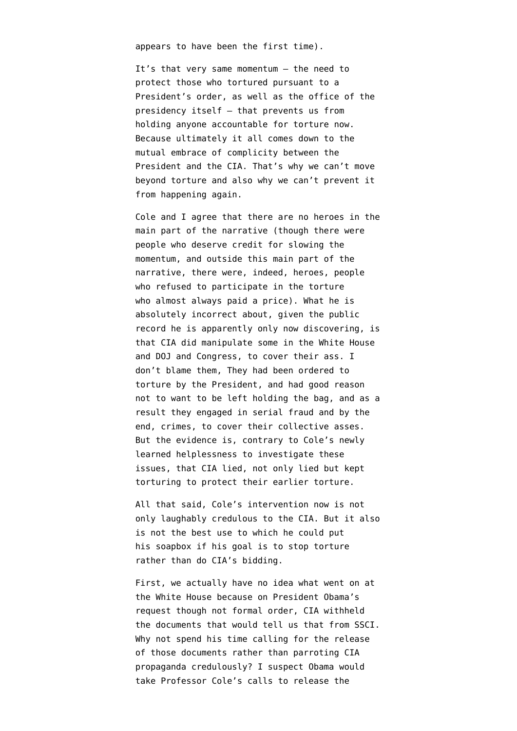appears to have been the first time).

It's that very same momentum — the need to protect those who tortured pursuant to a President's order, as well as the office of the presidency itself — that prevents us from holding anyone accountable for torture now. Because ultimately it all comes down to the mutual embrace of complicity between the President and the CIA. That's why we can't move beyond torture and also why we can't prevent it from happening again.

Cole and I agree that there are no heroes in the main part of the narrative (though there were people who deserve credit for slowing the momentum, and outside this main part of the narrative, there were, indeed, heroes, people who refused to participate in the torture who almost always paid a price). What he is absolutely incorrect about, given the public record he is apparently only now discovering, is that CIA did manipulate some in the White House and DOJ and Congress, to cover their ass. I don't blame them, They had been ordered to torture by the President, and had good reason not to want to be left holding the bag, and as a result they engaged in serial fraud and by the end, crimes, to cover their collective asses. But the evidence is, contrary to Cole's newly learned helplessness to investigate these issues, that CIA lied, not only lied but kept torturing to protect their earlier torture.

All that said, Cole's intervention now is not only laughably credulous to the CIA. But it also is not the best use to which he could put his soapbox if his goal is to stop torture rather than do CIA's bidding.

First, we actually have no idea what went on at the White House because on President Obama's request though not formal order, CIA withheld the documents that would tell us that from SSCI. Why not spend his time calling for the release of those documents rather than parroting CIA propaganda credulously? I suspect Obama would take Professor Cole's calls to release the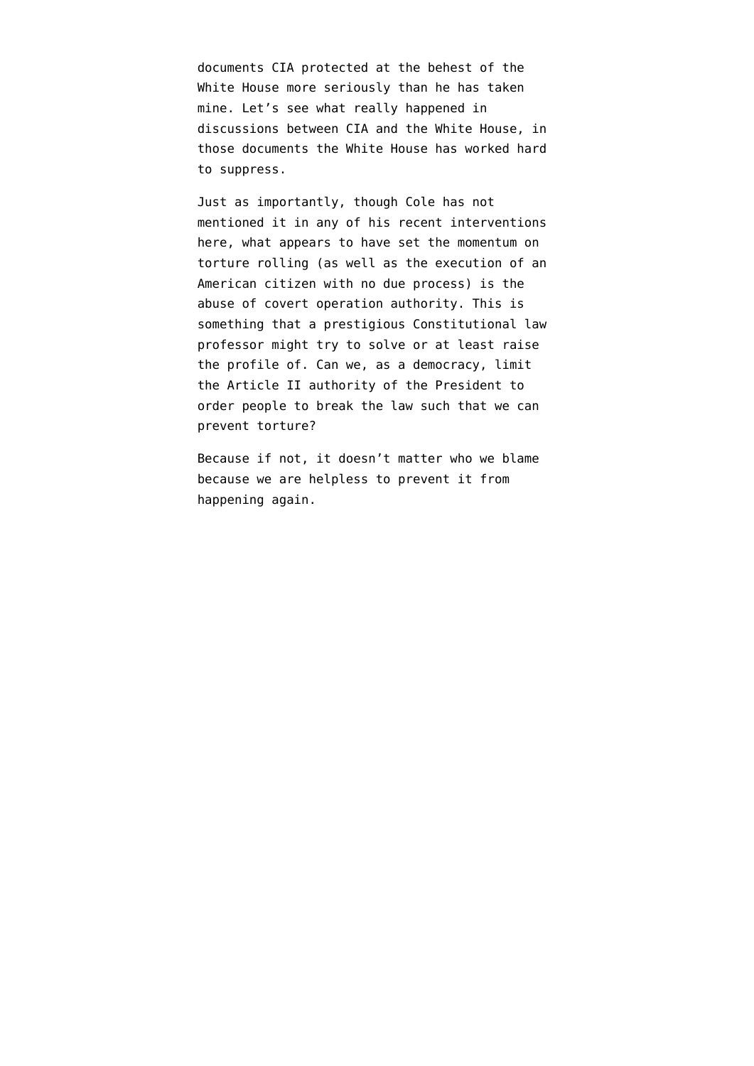documents CIA protected at the behest of the White House more seriously than he has taken mine. Let's see what really happened in discussions between CIA and the White House, in those documents the White House has worked hard to suppress.

Just as importantly, though Cole has not mentioned it in any of his recent interventions here, what appears to have set the momentum on torture rolling (as well as the execution of an American citizen with no due process) is the abuse of covert operation authority. This is something that a prestigious Constitutional law professor might try to solve or at least raise the profile of. Can we, as a democracy, limit the Article II authority of the President to order people to break the law such that we can prevent torture?

Because if not, it doesn't matter who we blame because we are helpless to prevent it from happening again.